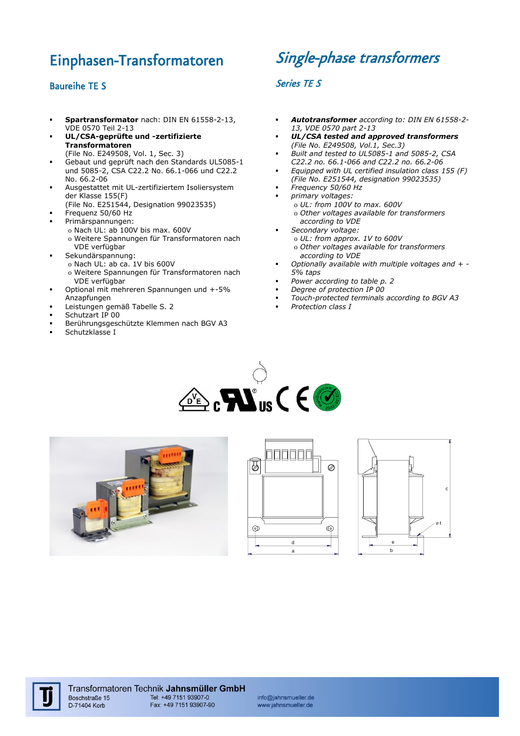# Einphasen-Transformatoren

## Baureihe TE S

- **Spartransformator** nach: DIN EN 61558-2-13, VDE 0570 Teil 2-13
- **UL/CSA-geprüfte und -zertifizierte Transformatoren**
  (File No. E249508, Vol. 1, Sec. 3)
- Gebaut und geprüft nach den Standards UL5085-1 und 5085-2, CSA C22.2 No. 66.1-066 und C22.2 No. 66.2-06
- Ausgestattet mit UL-zertifiziertem Isoliersystem der Klasse 155(F)
  (File No. E251544, Designation 99023535)
- Frequenz 50/60 Hz
- Primärspannungen:
  - Nach UL: ab 100V bis max. 600V
  - Weitere Spannungen für Transformatoren nach VDE verfügbar
- Sekundärspannung:
  - Nach UL: ab ca. 1V bis 600V
  - Weitere Spannungen für Transformatoren nach VDE verfügbar
- Optional mit mehreren Spannungen und +-5% Anzapfungen
- Leistungen gemäß Tabelle S. 2
- Schutzart IP 00
- Berührungsgeschützte Klemmen nach BGV A3
- Schutzklasse I

# *Single-phase transformers*

## *Series TE S*

- ***Autotransformer*** *according to: DIN EN 61558-2-13, VDE 0570 part 2-13*
- ***UL/CSA tested and approved transformers***
  *(File No. E249508, Vol.1, Sec.3)*
- *Built and tested to UL5085-1 and 5085-2, CSA C22.2 no. 66.1-066 and C22.2 no. 66.2-06*
- *Equipped with UL certified insulation class 155 (F) (File No. E251544, designation 99023535)*
- *Frequency 50/60 Hz*
- *primary voltages:*
  - *UL: from 100V to max. 600V*
  - *Other voltages available for transformers according to VDE*
- *Secondary voltage:*
  - *UL: from approx. 1V to 600V*
  - *Other voltages available for transformers according to VDE*
- *Optionally available with multiple voltages and + - 5% taps*
- *Power according to table p. 2*
- *Degree of protection IP 00*
- *Touch-protected terminals according to BGV A3*
- *Protection class I*

**Transformatoren Technik Jahnsmüller GmbH**
Boschstraße 15
D-71404 Korb
Tel: +49 7151 93907-0
Fax: +49 7151 93907-90
info@jahnsmueller.de
www.jahnsmueller.de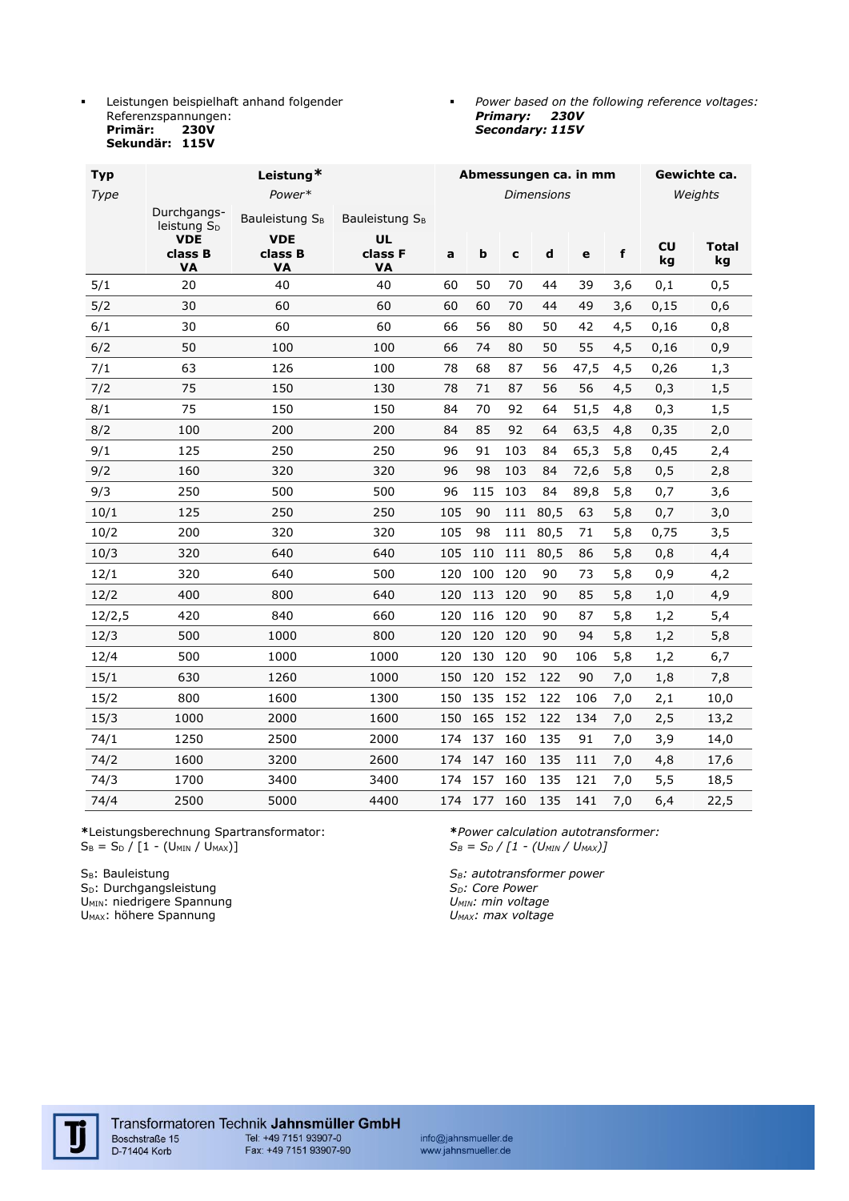- Leistungen beispielhaft anhand folgender Referenzspannungen:
  **Primär: 230V**
  **Sekundär: 115V**

- *Power based on the following reference voltages:*
  ***Primary: 230V***
  ***Secondary: 115V***

| **Typ** *Type* | **Leistung*** *Power** | | | **Abmessungen ca. in mm** *Dimensions* | | | | | | **Gewichte ca.** *Weights* | |
|---|---|---|---|---|---|---|---|---|---|---|---|
| | Durchgangs-leistung $S_D$ **VDE class B VA** | Bauleistung $S_B$ **VDE class B VA** | Bauleistung $S_B$ **UL class F VA** | **a** | **b** | **c** | **d** | **e** | **f** | **CU kg** | **Total kg** |
| 5/1 | 20 | 40 | 40 | 60 | 50 | 70 | 44 | 39 | 3,6 | 0,1 | 0,5 |
| 5/2 | 30 | 60 | 60 | 60 | 60 | 70 | 44 | 49 | 3,6 | 0,15 | 0,6 |
| 6/1 | 30 | 60 | 60 | 66 | 56 | 80 | 50 | 42 | 4,5 | 0,16 | 0,8 |
| 6/2 | 50 | 100 | 100 | 66 | 74 | 80 | 50 | 55 | 4,5 | 0,16 | 0,9 |
| 7/1 | 63 | 126 | 100 | 78 | 68 | 87 | 56 | 47,5 | 4,5 | 0,26 | 1,3 |
| 7/2 | 75 | 150 | 130 | 78 | 71 | 87 | 56 | 56 | 4,5 | 0,3 | 1,5 |
| 8/1 | 75 | 150 | 150 | 84 | 70 | 92 | 64 | 51,5 | 4,8 | 0,3 | 1,5 |
| 8/2 | 100 | 200 | 200 | 84 | 85 | 92 | 64 | 63,5 | 4,8 | 0,35 | 2,0 |
| 9/1 | 125 | 250 | 250 | 96 | 91 | 103 | 84 | 65,3 | 5,8 | 0,45 | 2,4 |
| 9/2 | 160 | 320 | 320 | 96 | 98 | 103 | 84 | 72,6 | 5,8 | 0,5 | 2,8 |
| 9/3 | 250 | 500 | 500 | 96 | 115 | 103 | 84 | 89,8 | 5,8 | 0,7 | 3,6 |
| 10/1 | 125 | 250 | 250 | 105 | 90 | 111 | 80,5 | 63 | 5,8 | 0,7 | 3,0 |
| 10/2 | 200 | 320 | 320 | 105 | 98 | 111 | 80,5 | 71 | 5,8 | 0,75 | 3,5 |
| 10/3 | 320 | 640 | 640 | 105 | 110 | 111 | 80,5 | 86 | 5,8 | 0,8 | 4,4 |
| 12/1 | 320 | 640 | 500 | 120 | 100 | 120 | 90 | 73 | 5,8 | 0,9 | 4,2 |
| 12/2 | 400 | 800 | 640 | 120 | 113 | 120 | 90 | 85 | 5,8 | 1,0 | 4,9 |
| 12/2,5 | 420 | 840 | 660 | 120 | 116 | 120 | 90 | 87 | 5,8 | 1,2 | 5,4 |
| 12/3 | 500 | 1000 | 800 | 120 | 120 | 120 | 90 | 94 | 5,8 | 1,2 | 5,8 |
| 12/4 | 500 | 1000 | 1000 | 120 | 130 | 120 | 90 | 106 | 5,8 | 1,2 | 6,7 |
| 15/1 | 630 | 1260 | 1000 | 150 | 120 | 152 | 122 | 90 | 7,0 | 1,8 | 7,8 |
| 15/2 | 800 | 1600 | 1300 | 150 | 135 | 152 | 122 | 106 | 7,0 | 2,1 | 10,0 |
| 15/3 | 1000 | 2000 | 1600 | 150 | 165 | 152 | 122 | 134 | 7,0 | 2,5 | 13,2 |
| 74/1 | 1250 | 2500 | 2000 | 174 | 137 | 160 | 135 | 91 | 7,0 | 3,9 | 14,0 |
| 74/2 | 1600 | 3200 | 2600 | 174 | 147 | 160 | 135 | 111 | 7,0 | 4,8 | 17,6 |
| 74/3 | 1700 | 3400 | 3400 | 174 | 157 | 160 | 135 | 121 | 7,0 | 5,5 | 18,5 |
| 74/4 | 2500 | 5000 | 4400 | 174 | 177 | 160 | 135 | 141 | 7,0 | 6,4 | 22,5 |

**\***Leistungsberechnung Spartransformator:
$S_B = S_D / [1 - (U_{MIN} / U_{MAX})]$

$S_B$: Bauleistung
$S_D$: Durchgangsleistung
$U_{MIN}$: niedrigere Spannung
$U_{MAX}$: höhere Spannung

***Power calculation autotransformer:***
$S_B = S_D / [1 - (U_{MIN} / U_{MAX})]$

*$S_B$: autotransformer power*
*$S_D$: Core Power*
*$U_{MIN}$: min voltage*
*$U_{MAX}$: max voltage*

Transformatoren Technik **Jahnsmüller GmbH**
Boschstraße 15
D-71404 Korb
Tel: +49 7151 93907-0
Fax: +49 7151 93907-90
info@jahnsmueller.de
www.jahnsmueller.de